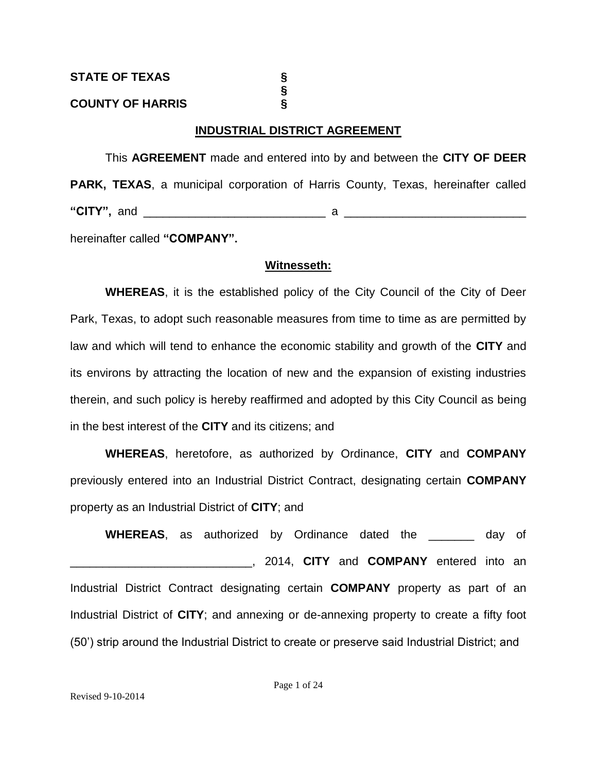**STATE OF TEXAS** §
§
**COUNTY OF HARRIS** §

## INDUSTRIAL DISTRICT AGREEMENT

This **AGREEMENT** made and entered into by and between the **CITY OF DEER PARK, TEXAS**, a municipal corporation of Harris County, Texas, hereinafter called **"CITY",** and ____________________________ a ____________________________ hereinafter called **"COMPANY".**

### Witnesseth:

**WHEREAS**, it is the established policy of the City Council of the City of Deer Park, Texas, to adopt such reasonable measures from time to time as are permitted by law and which will tend to enhance the economic stability and growth of the **CITY** and its environs by attracting the location of new and the expansion of existing industries therein, and such policy is hereby reaffirmed and adopted by this City Council as being in the best interest of the **CITY** and its citizens; and

**WHEREAS**, heretofore, as authorized by Ordinance, **CITY** and **COMPANY** previously entered into an Industrial District Contract, designating certain **COMPANY** property as an Industrial District of **CITY**; and

**WHEREAS**, as authorized by Ordinance dated the _______ day of ____________________________, 2014, **CITY** and **COMPANY** entered into an Industrial District Contract designating certain **COMPANY** property as part of an Industrial District of **CITY**; and annexing or de-annexing property to create a fifty foot (50') strip around the Industrial District to create or preserve said Industrial District; and

Revised 9-10-2014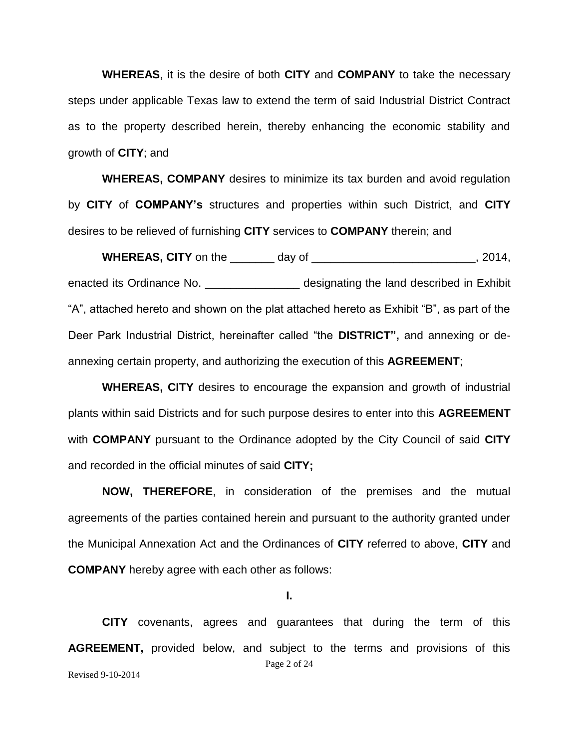**WHEREAS**, it is the desire of both **CITY** and **COMPANY** to take the necessary steps under applicable Texas law to extend the term of said Industrial District Contract as to the property described herein, thereby enhancing the economic stability and growth of **CITY**; and

**WHEREAS, COMPANY** desires to minimize its tax burden and avoid regulation by **CITY** of **COMPANY's** structures and properties within such District, and **CITY** desires to be relieved of furnishing **CITY** services to **COMPANY** therein; and

**WHEREAS, CITY** on the _______ day of __________________________, 2014, enacted its Ordinance No. _______________ designating the land described in Exhibit "A", attached hereto and shown on the plat attached hereto as Exhibit "B", as part of the Deer Park Industrial District, hereinafter called "the **DISTRICT",** and annexing or de-annexing certain property, and authorizing the execution of this **AGREEMENT**;

**WHEREAS, CITY** desires to encourage the expansion and growth of industrial plants within said Districts and for such purpose desires to enter into this **AGREEMENT** with **COMPANY** pursuant to the Ordinance adopted by the City Council of said **CITY** and recorded in the official minutes of said **CITY;**

**NOW, THEREFORE**, in consideration of the premises and the mutual agreements of the parties contained herein and pursuant to the authority granted under the Municipal Annexation Act and the Ordinances of **CITY** referred to above, **CITY** and **COMPANY** hereby agree with each other as follows:

**I.**

**CITY** covenants, agrees and guarantees that during the term of this **AGREEMENT,** provided below, and subject to the terms and provisions of this

Revised 9-10-2014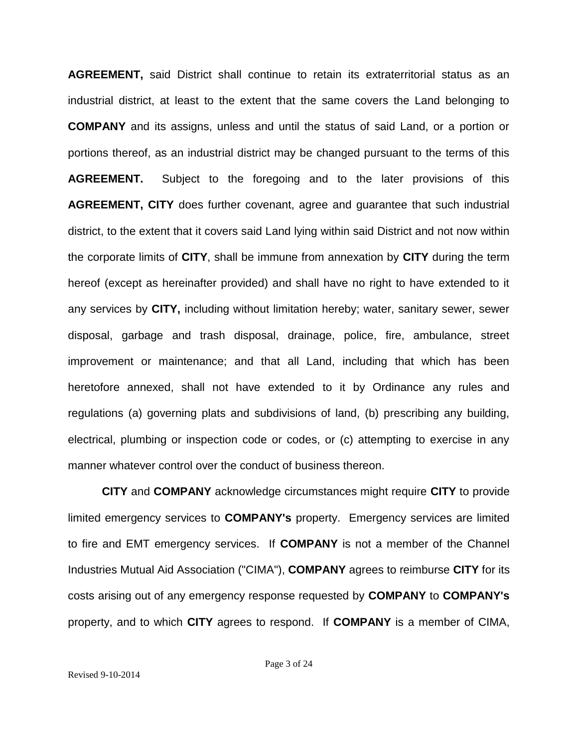**AGREEMENT,** said District shall continue to retain its extraterritorial status as an industrial district, at least to the extent that the same covers the Land belonging to **COMPANY** and its assigns, unless and until the status of said Land, or a portion or portions thereof, as an industrial district may be changed pursuant to the terms of this **AGREEMENT.** Subject to the foregoing and to the later provisions of this **AGREEMENT, CITY** does further covenant, agree and guarantee that such industrial district, to the extent that it covers said Land lying within said District and not now within the corporate limits of **CITY**, shall be immune from annexation by **CITY** during the term hereof (except as hereinafter provided) and shall have no right to have extended to it any services by **CITY,** including without limitation hereby; water, sanitary sewer, sewer disposal, garbage and trash disposal, drainage, police, fire, ambulance, street improvement or maintenance; and that all Land, including that which has been heretofore annexed, shall not have extended to it by Ordinance any rules and regulations (a) governing plats and subdivisions of land, (b) prescribing any building, electrical, plumbing or inspection code or codes, or (c) attempting to exercise in any manner whatever control over the conduct of business thereon.

**CITY** and **COMPANY** acknowledge circumstances might require **CITY** to provide limited emergency services to **COMPANY's** property. Emergency services are limited to fire and EMT emergency services. If **COMPANY** is not a member of the Channel Industries Mutual Aid Association ("CIMA"), **COMPANY** agrees to reimburse **CITY** for its costs arising out of any emergency response requested by **COMPANY** to **COMPANY's** property, and to which **CITY** agrees to respond. If **COMPANY** is a member of CIMA,

Revised 9-10-2014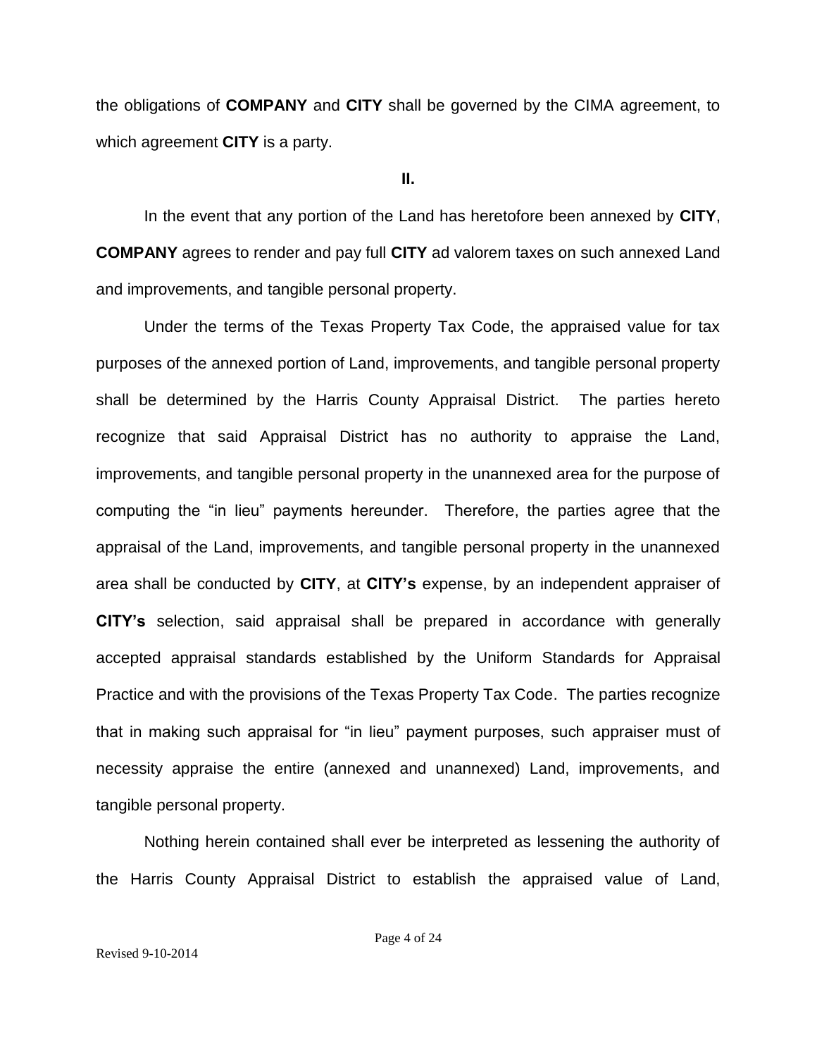the obligations of **COMPANY** and **CITY** shall be governed by the CIMA agreement, to which agreement **CITY** is a party.

**II.**

In the event that any portion of the Land has heretofore been annexed by **CITY**, **COMPANY** agrees to render and pay full **CITY** ad valorem taxes on such annexed Land and improvements, and tangible personal property.

Under the terms of the Texas Property Tax Code, the appraised value for tax purposes of the annexed portion of Land, improvements, and tangible personal property shall be determined by the Harris County Appraisal District. The parties hereto recognize that said Appraisal District has no authority to appraise the Land, improvements, and tangible personal property in the unannexed area for the purpose of computing the "in lieu" payments hereunder. Therefore, the parties agree that the appraisal of the Land, improvements, and tangible personal property in the unannexed area shall be conducted by **CITY**, at **CITY's** expense, by an independent appraiser of **CITY's** selection, said appraisal shall be prepared in accordance with generally accepted appraisal standards established by the Uniform Standards for Appraisal Practice and with the provisions of the Texas Property Tax Code. The parties recognize that in making such appraisal for "in lieu" payment purposes, such appraiser must of necessity appraise the entire (annexed and unannexed) Land, improvements, and tangible personal property.

Nothing herein contained shall ever be interpreted as lessening the authority of the Harris County Appraisal District to establish the appraised value of Land,

Revised 9-10-2014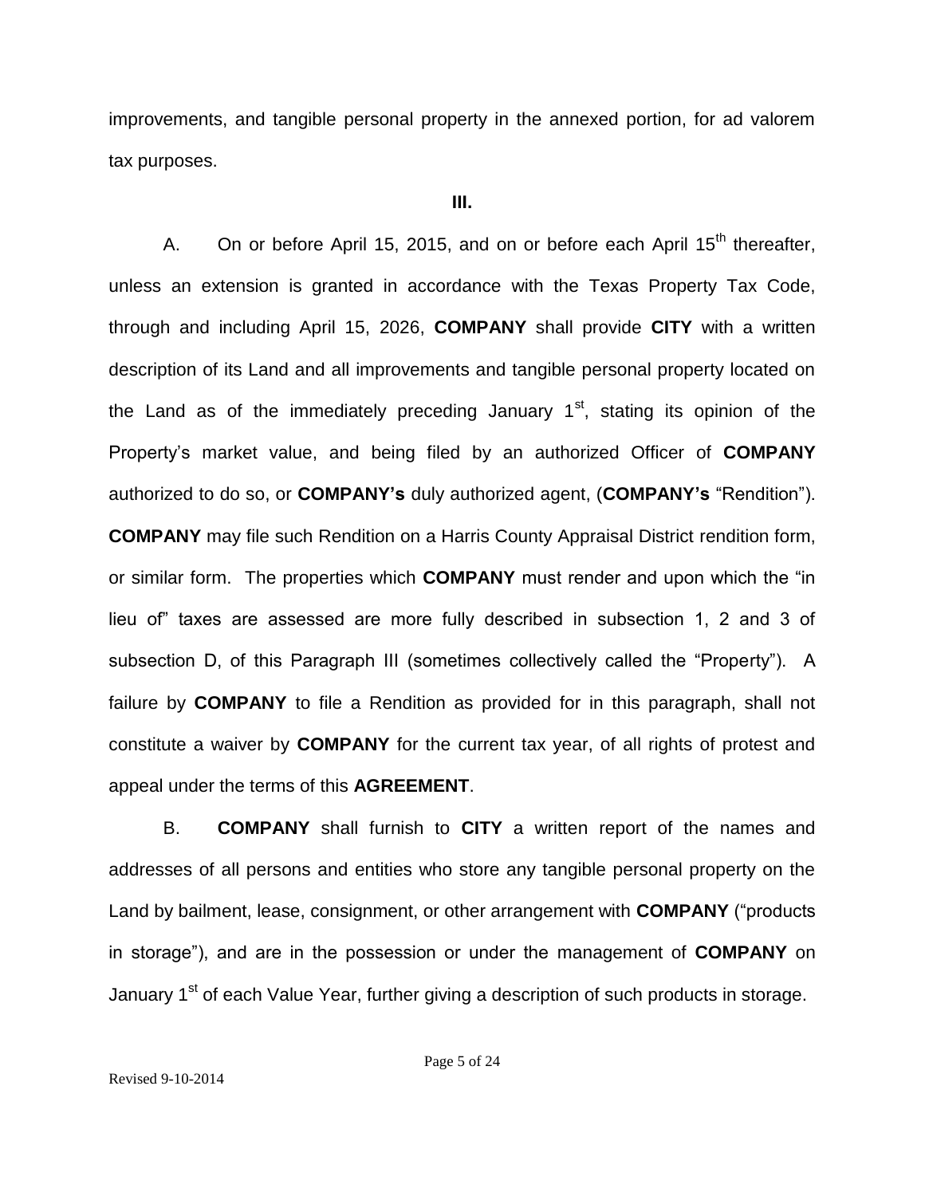improvements, and tangible personal property in the annexed portion, for ad valorem tax purposes.

**III.**

A. On or before April 15, 2015, and on or before each April 15th thereafter, unless an extension is granted in accordance with the Texas Property Tax Code, through and including April 15, 2026, **COMPANY** shall provide **CITY** with a written description of its Land and all improvements and tangible personal property located on the Land as of the immediately preceding January 1st, stating its opinion of the Property's market value, and being filed by an authorized Officer of **COMPANY** authorized to do so, or **COMPANY's** duly authorized agent, (**COMPANY's** "Rendition"). **COMPANY** may file such Rendition on a Harris County Appraisal District rendition form, or similar form. The properties which **COMPANY** must render and upon which the "in lieu of" taxes are assessed are more fully described in subsection 1, 2 and 3 of subsection D, of this Paragraph III (sometimes collectively called the "Property"). A failure by **COMPANY** to file a Rendition as provided for in this paragraph, shall not constitute a waiver by **COMPANY** for the current tax year, of all rights of protest and appeal under the terms of this **AGREEMENT**.

B. **COMPANY** shall furnish to **CITY** a written report of the names and addresses of all persons and entities who store any tangible personal property on the Land by bailment, lease, consignment, or other arrangement with **COMPANY** ("products in storage"), and are in the possession or under the management of **COMPANY** on January 1st of each Value Year, further giving a description of such products in storage.

Revised 9-10-2014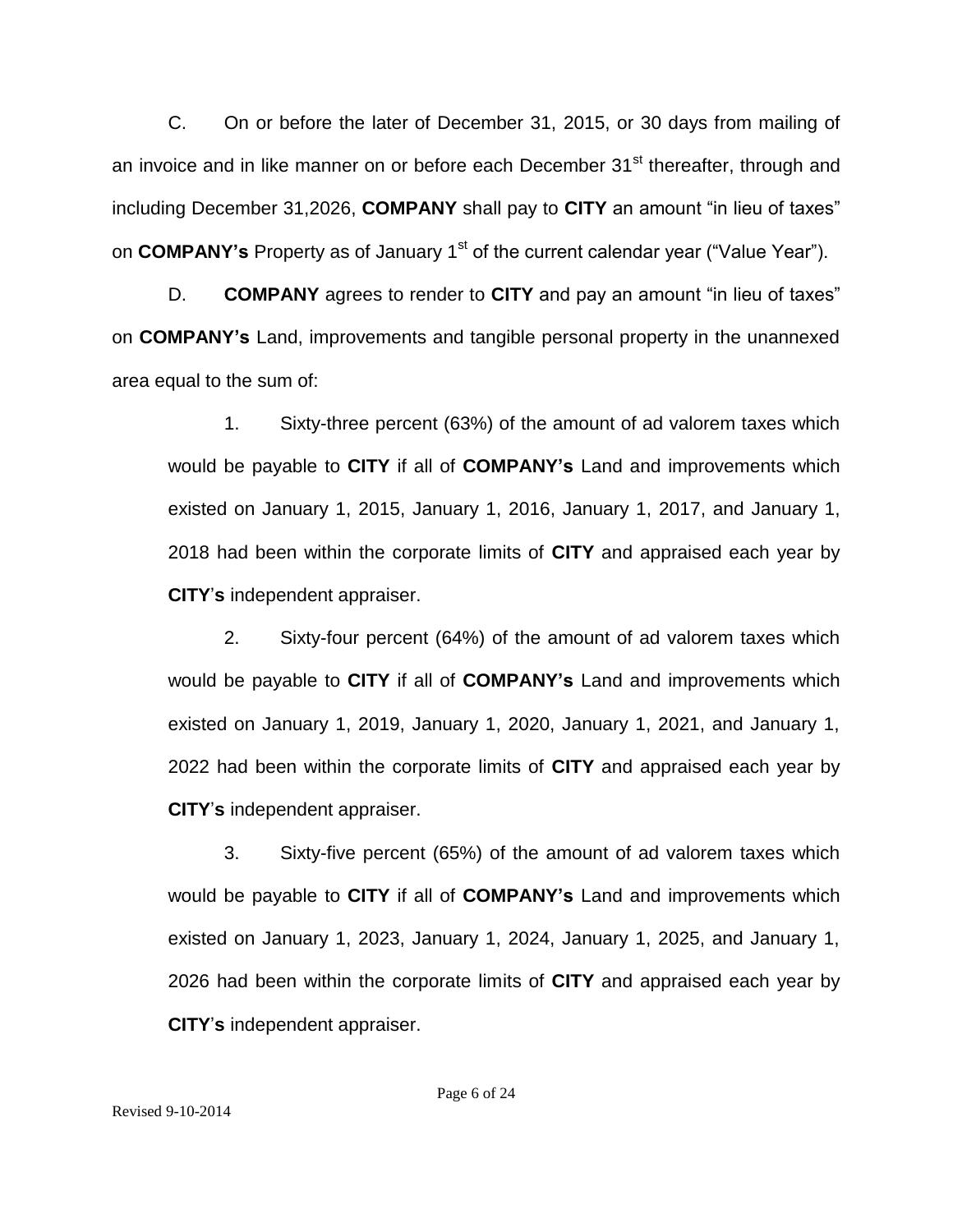C. On or before the later of December 31, 2015, or 30 days from mailing of an invoice and in like manner on or before each December 31st thereafter, through and including December 31,2026, **COMPANY** shall pay to **CITY** an amount "in lieu of taxes" on **COMPANY's** Property as of January 1st of the current calendar year ("Value Year").

D. **COMPANY** agrees to render to **CITY** and pay an amount "in lieu of taxes" on **COMPANY's** Land, improvements and tangible personal property in the unannexed area equal to the sum of:

1. Sixty-three percent (63%) of the amount of ad valorem taxes which would be payable to **CITY** if all of **COMPANY's** Land and improvements which existed on January 1, 2015, January 1, 2016, January 1, 2017, and January 1, 2018 had been within the corporate limits of **CITY** and appraised each year by **CITY's** independent appraiser.

2. Sixty-four percent (64%) of the amount of ad valorem taxes which would be payable to **CITY** if all of **COMPANY's** Land and improvements which existed on January 1, 2019, January 1, 2020, January 1, 2021, and January 1, 2022 had been within the corporate limits of **CITY** and appraised each year by **CITY's** independent appraiser.

3. Sixty-five percent (65%) of the amount of ad valorem taxes which would be payable to **CITY** if all of **COMPANY's** Land and improvements which existed on January 1, 2023, January 1, 2024, January 1, 2025, and January 1, 2026 had been within the corporate limits of **CITY** and appraised each year by **CITY's** independent appraiser.

Revised 9-10-2014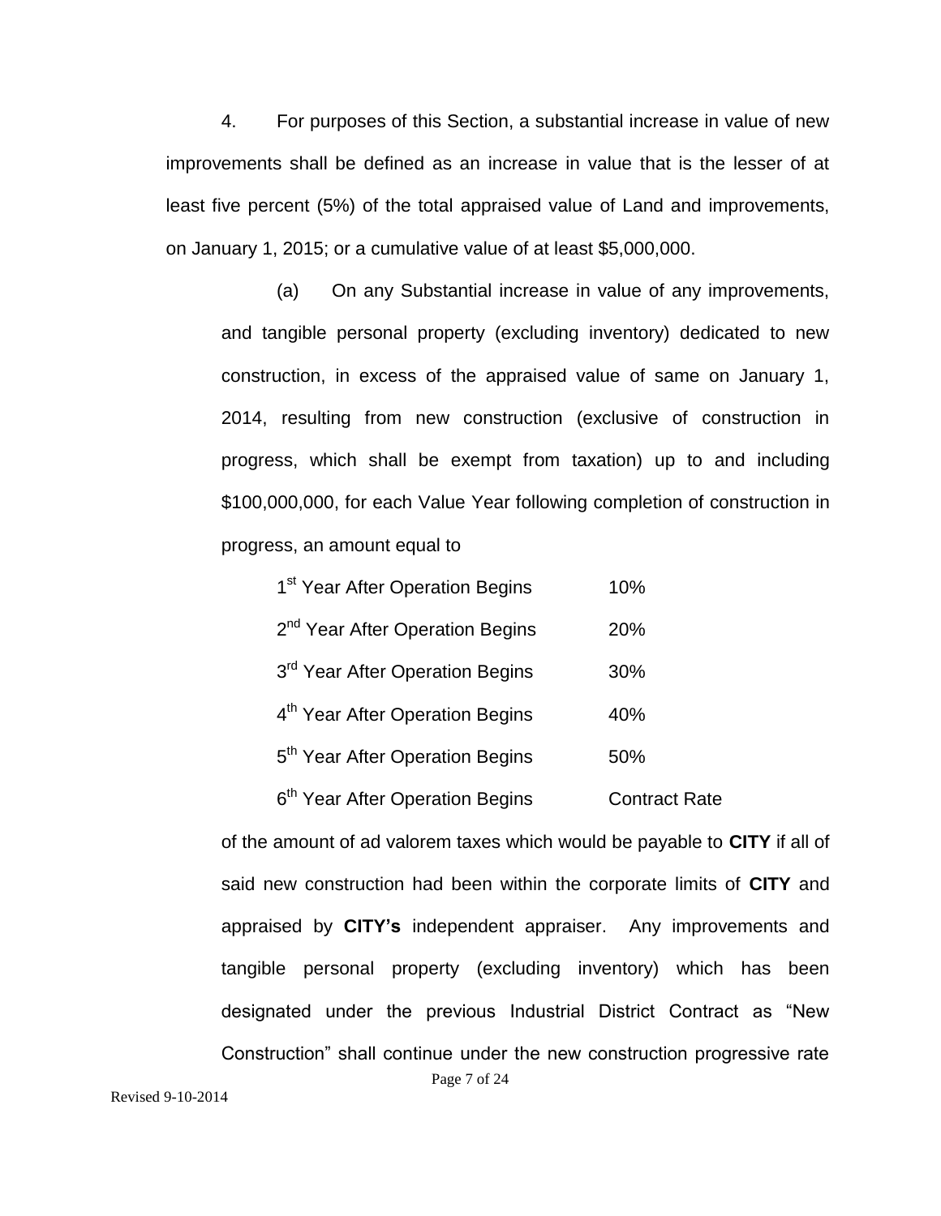4. For purposes of this Section, a substantial increase in value of new improvements shall be defined as an increase in value that is the lesser of at least five percent (5%) of the total appraised value of Land and improvements, on January 1, 2015; or a cumulative value of at least $5,000,000.

(a) On any Substantial increase in value of any improvements, and tangible personal property (excluding inventory) dedicated to new construction, in excess of the appraised value of same on January 1, 2014, resulting from new construction (exclusive of construction in progress, which shall be exempt from taxation) up to and including $100,000,000, for each Value Year following completion of construction in progress, an amount equal to

| | |
|---|---|
| 1st Year After Operation Begins | 10% |
| 2nd Year After Operation Begins | 20% |
| 3rd Year After Operation Begins | 30% |
| 4th Year After Operation Begins | 40% |
| 5th Year After Operation Begins | 50% |
| 6th Year After Operation Begins | Contract Rate |

of the amount of ad valorem taxes which would be payable to **CITY** if all of said new construction had been within the corporate limits of **CITY** and appraised by **CITY's** independent appraiser. Any improvements and tangible personal property (excluding inventory) which has been designated under the previous Industrial District Contract as "New Construction" shall continue under the new construction progressive rate

Revised 9-10-2014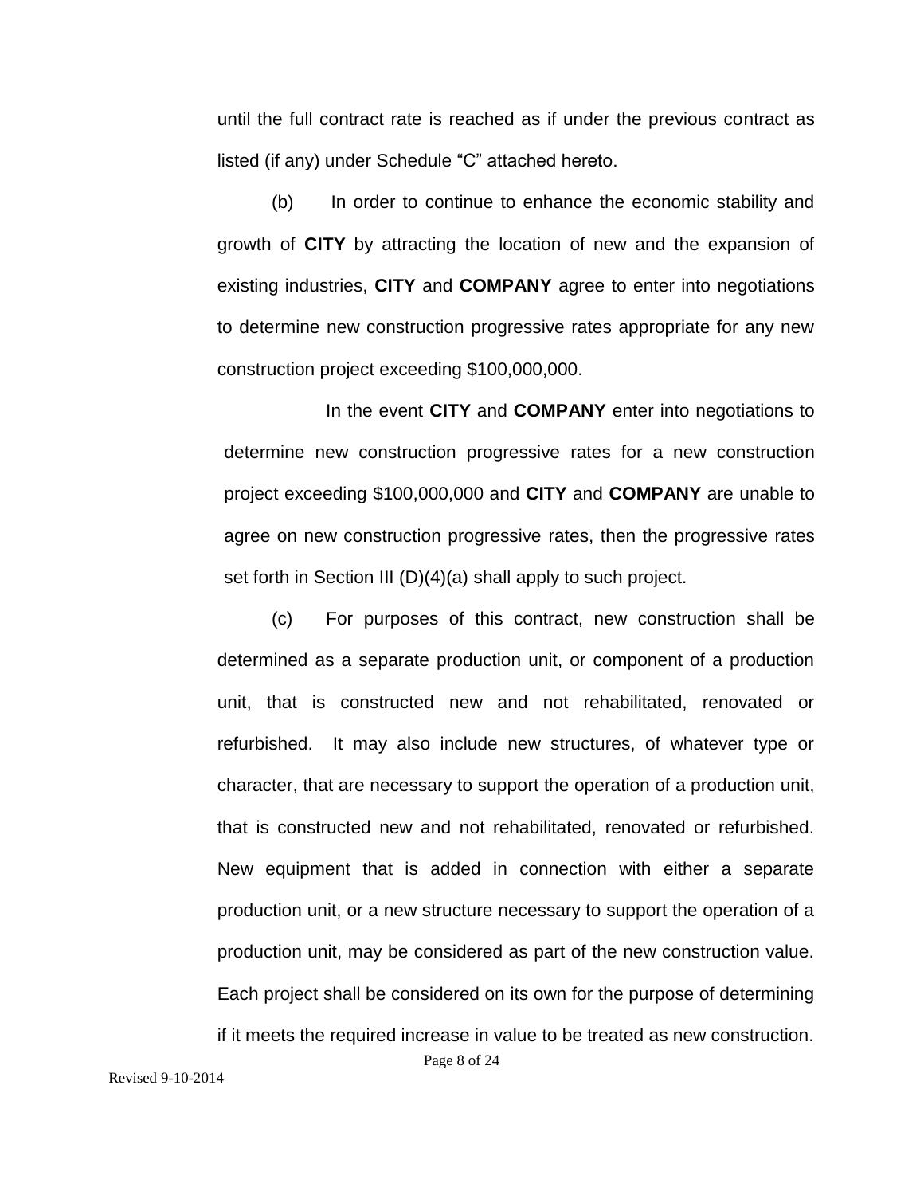until the full contract rate is reached as if under the previous contract as listed (if any) under Schedule "C" attached hereto.

(b) In order to continue to enhance the economic stability and growth of **CITY** by attracting the location of new and the expansion of existing industries, **CITY** and **COMPANY** agree to enter into negotiations to determine new construction progressive rates appropriate for any new construction project exceeding $100,000,000.

In the event **CITY** and **COMPANY** enter into negotiations to determine new construction progressive rates for a new construction project exceeding $100,000,000 and **CITY** and **COMPANY** are unable to agree on new construction progressive rates, then the progressive rates set forth in Section III (D)(4)(a) shall apply to such project.

(c) For purposes of this contract, new construction shall be determined as a separate production unit, or component of a production unit, that is constructed new and not rehabilitated, renovated or refurbished. It may also include new structures, of whatever type or character, that are necessary to support the operation of a production unit, that is constructed new and not rehabilitated, renovated or refurbished. New equipment that is added in connection with either a separate production unit, or a new structure necessary to support the operation of a production unit, may be considered as part of the new construction value. Each project shall be considered on its own for the purpose of determining if it meets the required increase in value to be treated as new construction.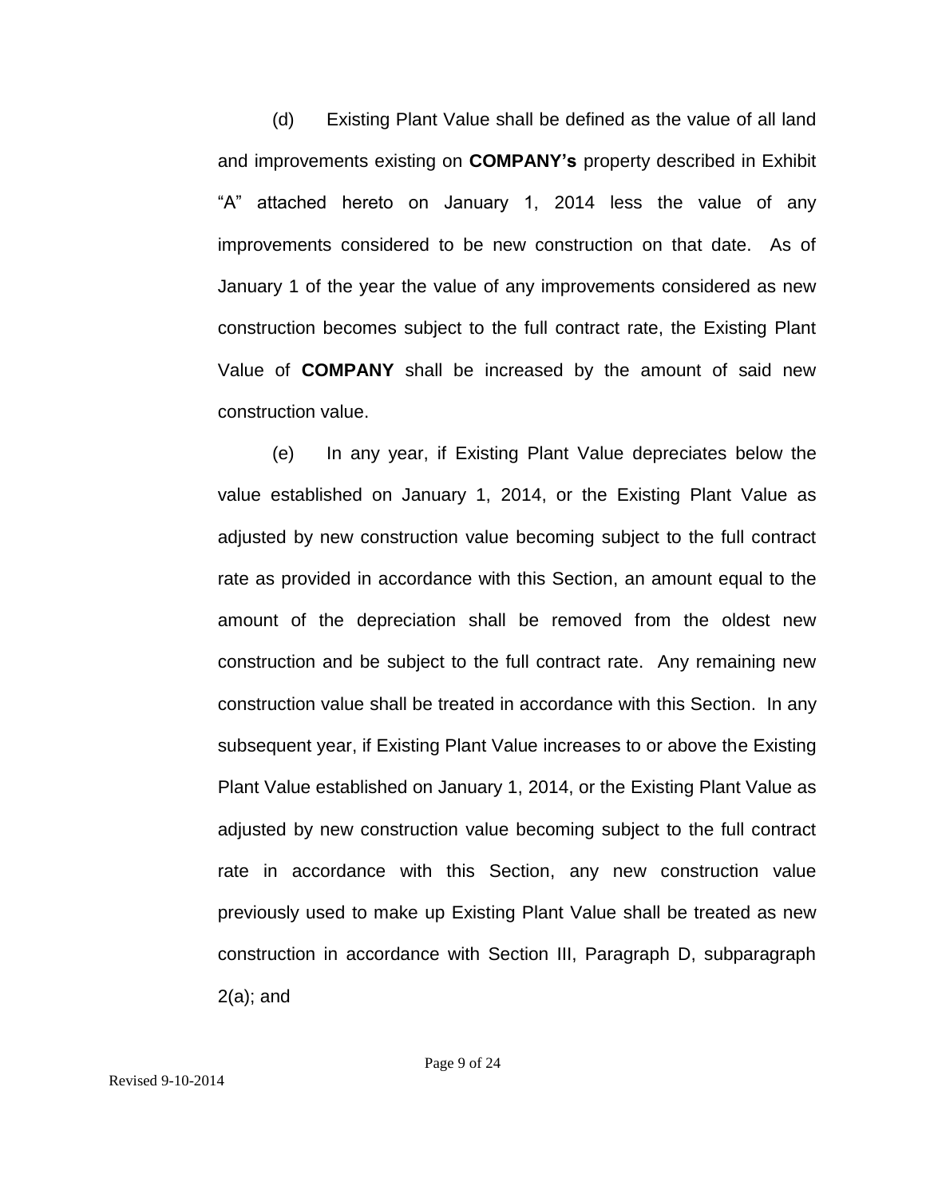(d) Existing Plant Value shall be defined as the value of all land and improvements existing on **COMPANY's** property described in Exhibit "A" attached hereto on January 1, 2014 less the value of any improvements considered to be new construction on that date. As of January 1 of the year the value of any improvements considered as new construction becomes subject to the full contract rate, the Existing Plant Value of **COMPANY** shall be increased by the amount of said new construction value.

(e) In any year, if Existing Plant Value depreciates below the value established on January 1, 2014, or the Existing Plant Value as adjusted by new construction value becoming subject to the full contract rate as provided in accordance with this Section, an amount equal to the amount of the depreciation shall be removed from the oldest new construction and be subject to the full contract rate. Any remaining new construction value shall be treated in accordance with this Section. In any subsequent year, if Existing Plant Value increases to or above the Existing Plant Value established on January 1, 2014, or the Existing Plant Value as adjusted by new construction value becoming subject to the full contract rate in accordance with this Section, any new construction value previously used to make up Existing Plant Value shall be treated as new construction in accordance with Section III, Paragraph D, subparagraph 2(a); and

Revised 9-10-2014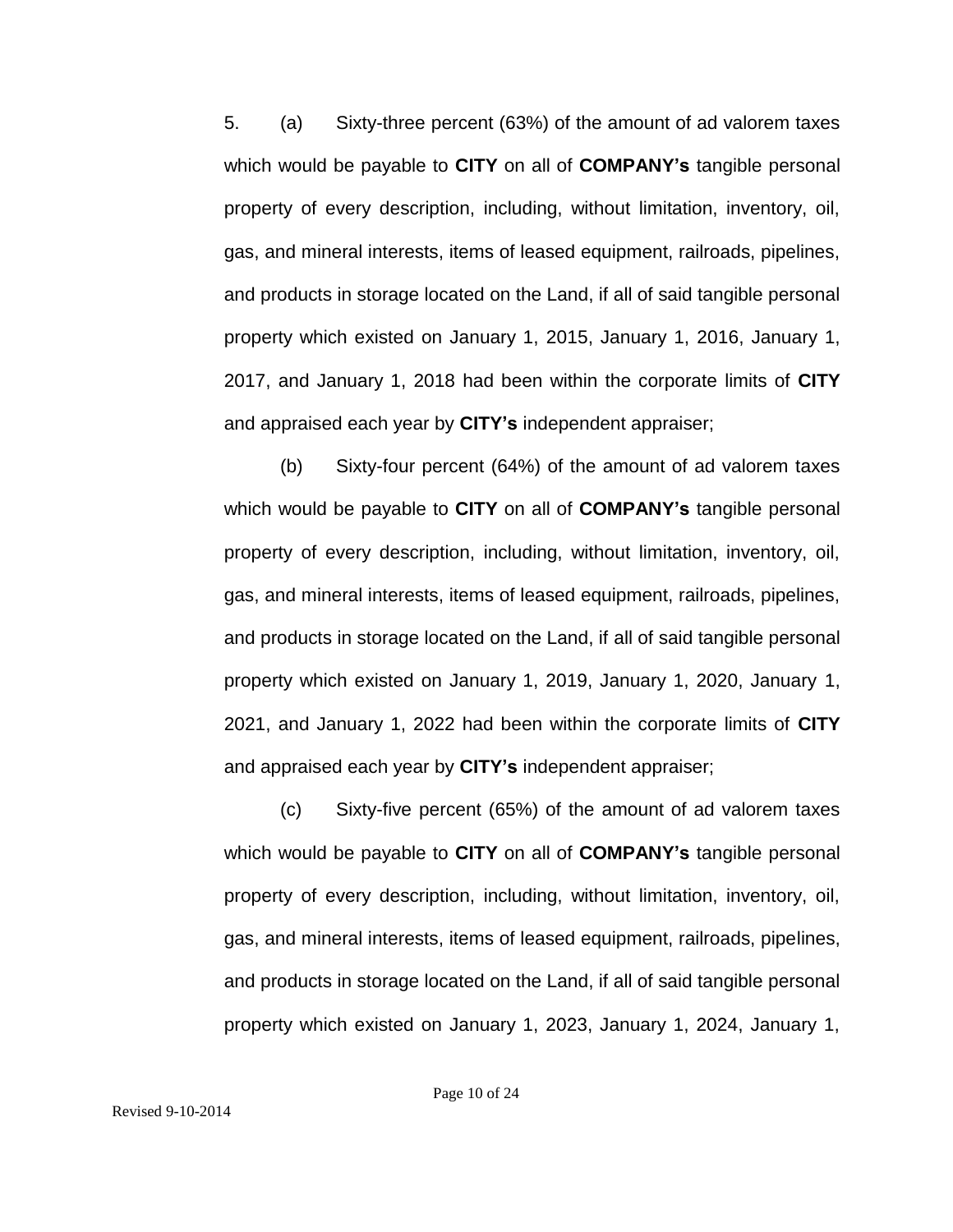5. (a) Sixty-three percent (63%) of the amount of ad valorem taxes which would be payable to **CITY** on all of **COMPANY's** tangible personal property of every description, including, without limitation, inventory, oil, gas, and mineral interests, items of leased equipment, railroads, pipelines, and products in storage located on the Land, if all of said tangible personal property which existed on January 1, 2015, January 1, 2016, January 1, 2017, and January 1, 2018 had been within the corporate limits of **CITY** and appraised each year by **CITY's** independent appraiser;

(b) Sixty-four percent (64%) of the amount of ad valorem taxes which would be payable to **CITY** on all of **COMPANY's** tangible personal property of every description, including, without limitation, inventory, oil, gas, and mineral interests, items of leased equipment, railroads, pipelines, and products in storage located on the Land, if all of said tangible personal property which existed on January 1, 2019, January 1, 2020, January 1, 2021, and January 1, 2022 had been within the corporate limits of **CITY** and appraised each year by **CITY's** independent appraiser;

(c) Sixty-five percent (65%) of the amount of ad valorem taxes which would be payable to **CITY** on all of **COMPANY's** tangible personal property of every description, including, without limitation, inventory, oil, gas, and mineral interests, items of leased equipment, railroads, pipelines, and products in storage located on the Land, if all of said tangible personal property which existed on January 1, 2023, January 1, 2024, January 1,

Revised 9-10-2014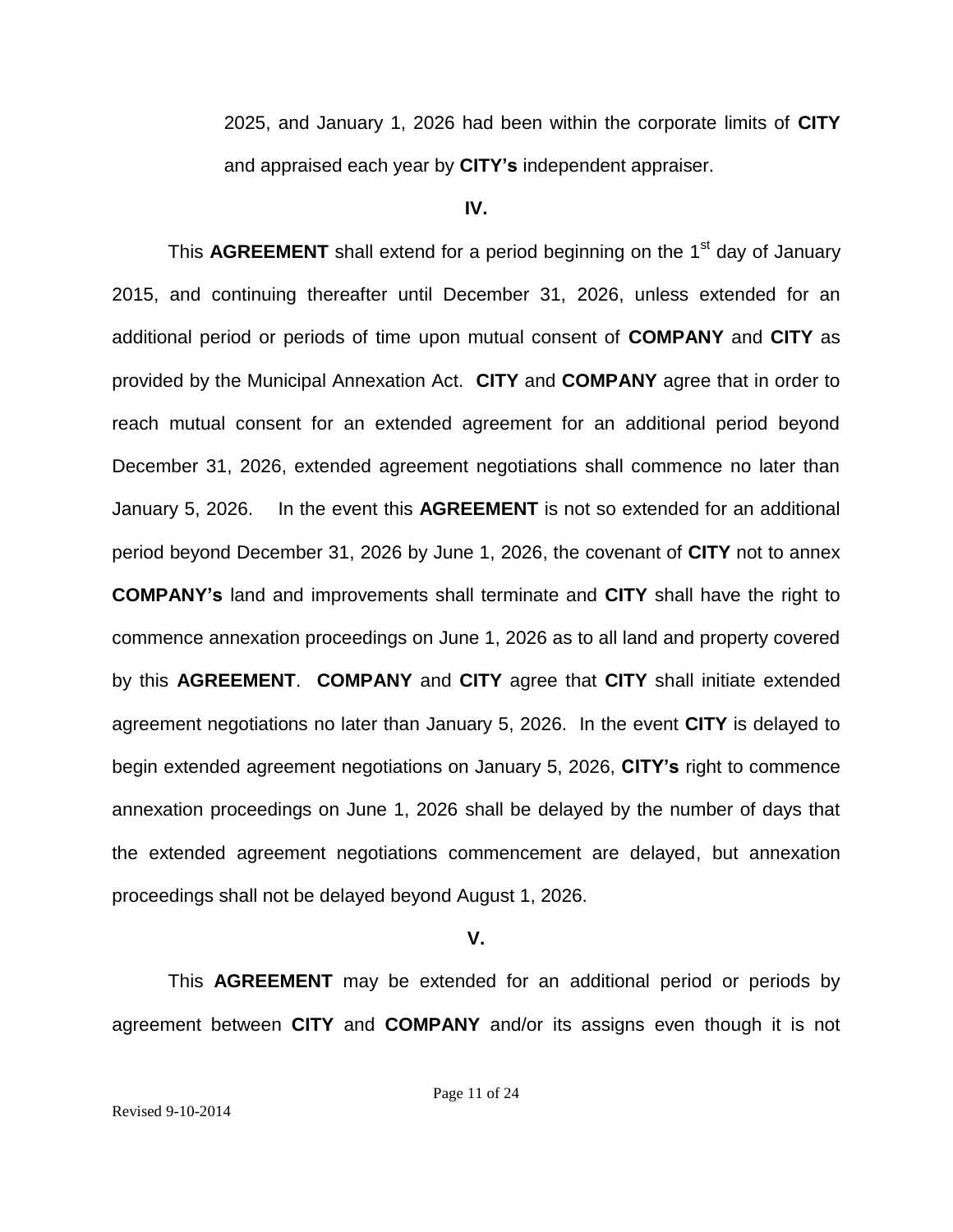2025, and January 1, 2026 had been within the corporate limits of **CITY** and appraised each year by **CITY's** independent appraiser.

**IV.**

This **AGREEMENT** shall extend for a period beginning on the 1st day of January 2015, and continuing thereafter until December 31, 2026, unless extended for an additional period or periods of time upon mutual consent of **COMPANY** and **CITY** as provided by the Municipal Annexation Act. **CITY** and **COMPANY** agree that in order to reach mutual consent for an extended agreement for an additional period beyond December 31, 2026, extended agreement negotiations shall commence no later than January 5, 2026. In the event this **AGREEMENT** is not so extended for an additional period beyond December 31, 2026 by June 1, 2026, the covenant of **CITY** not to annex **COMPANY's** land and improvements shall terminate and **CITY** shall have the right to commence annexation proceedings on June 1, 2026 as to all land and property covered by this **AGREEMENT**. **COMPANY** and **CITY** agree that **CITY** shall initiate extended agreement negotiations no later than January 5, 2026. In the event **CITY** is delayed to begin extended agreement negotiations on January 5, 2026, **CITY's** right to commence annexation proceedings on June 1, 2026 shall be delayed by the number of days that the extended agreement negotiations commencement are delayed, but annexation proceedings shall not be delayed beyond August 1, 2026.

**V.**

This **AGREEMENT** may be extended for an additional period or periods by agreement between **CITY** and **COMPANY** and/or its assigns even though it is not

Revised 9-10-2014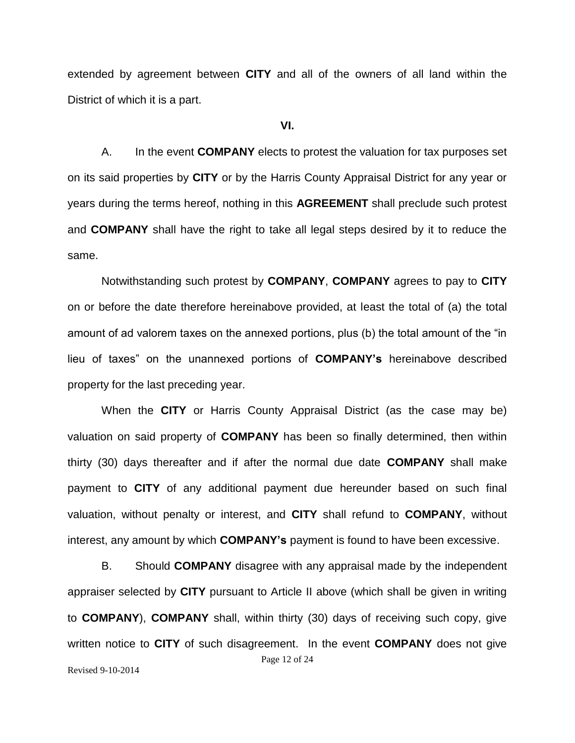extended by agreement between **CITY** and all of the owners of all land within the District of which it is a part.

**VI.**

A. In the event **COMPANY** elects to protest the valuation for tax purposes set on its said properties by **CITY** or by the Harris County Appraisal District for any year or years during the terms hereof, nothing in this **AGREEMENT** shall preclude such protest and **COMPANY** shall have the right to take all legal steps desired by it to reduce the same.

Notwithstanding such protest by **COMPANY**, **COMPANY** agrees to pay to **CITY** on or before the date therefore hereinabove provided, at least the total of (a) the total amount of ad valorem taxes on the annexed portions, plus (b) the total amount of the "in lieu of taxes" on the unannexed portions of **COMPANY's** hereinabove described property for the last preceding year.

When the **CITY** or Harris County Appraisal District (as the case may be) valuation on said property of **COMPANY** has been so finally determined, then within thirty (30) days thereafter and if after the normal due date **COMPANY** shall make payment to **CITY** of any additional payment due hereunder based on such final valuation, without penalty or interest, and **CITY** shall refund to **COMPANY**, without interest, any amount by which **COMPANY's** payment is found to have been excessive.

B. Should **COMPANY** disagree with any appraisal made by the independent appraiser selected by **CITY** pursuant to Article II above (which shall be given in writing to **COMPANY**), **COMPANY** shall, within thirty (30) days of receiving such copy, give written notice to **CITY** of such disagreement. In the event **COMPANY** does not give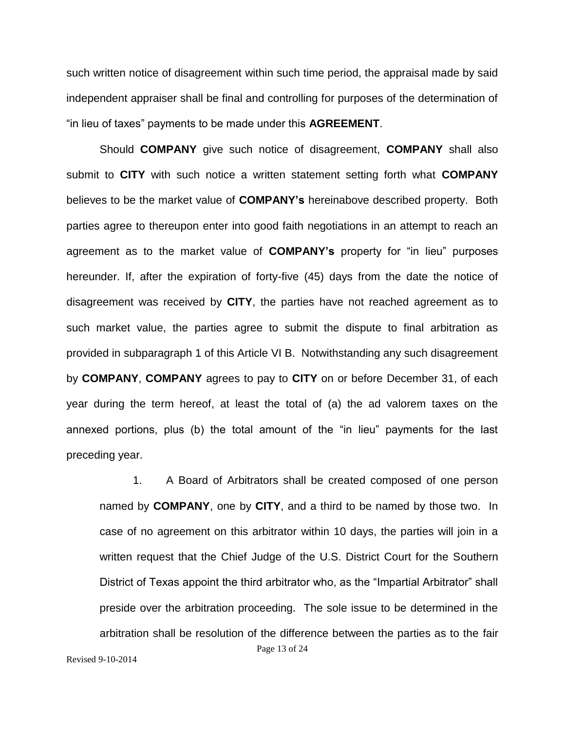such written notice of disagreement within such time period, the appraisal made by said independent appraiser shall be final and controlling for purposes of the determination of "in lieu of taxes" payments to be made under this **AGREEMENT**.

Should **COMPANY** give such notice of disagreement, **COMPANY** shall also submit to **CITY** with such notice a written statement setting forth what **COMPANY** believes to be the market value of **COMPANY's** hereinabove described property. Both parties agree to thereupon enter into good faith negotiations in an attempt to reach an agreement as to the market value of **COMPANY's** property for "in lieu" purposes hereunder. If, after the expiration of forty-five (45) days from the date the notice of disagreement was received by **CITY**, the parties have not reached agreement as to such market value, the parties agree to submit the dispute to final arbitration as provided in subparagraph 1 of this Article VI B. Notwithstanding any such disagreement by **COMPANY**, **COMPANY** agrees to pay to **CITY** on or before December 31, of each year during the term hereof, at least the total of (a) the ad valorem taxes on the annexed portions, plus (b) the total amount of the "in lieu" payments for the last preceding year.

1. A Board of Arbitrators shall be created composed of one person named by **COMPANY**, one by **CITY**, and a third to be named by those two. In case of no agreement on this arbitrator within 10 days, the parties will join in a written request that the Chief Judge of the U.S. District Court for the Southern District of Texas appoint the third arbitrator who, as the "Impartial Arbitrator" shall preside over the arbitration proceeding. The sole issue to be determined in the arbitration shall be resolution of the difference between the parties as to the fair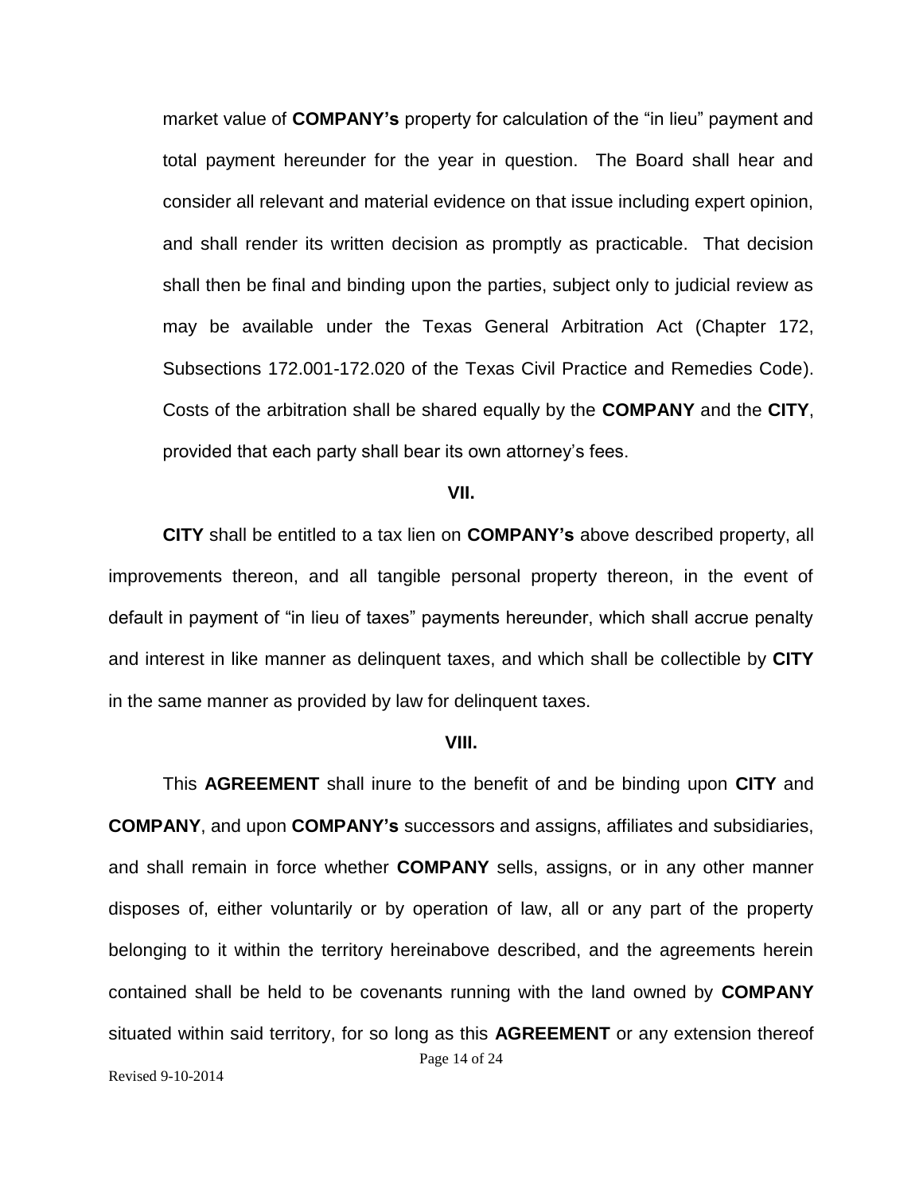market value of **COMPANY's** property for calculation of the "in lieu" payment and total payment hereunder for the year in question. The Board shall hear and consider all relevant and material evidence on that issue including expert opinion, and shall render its written decision as promptly as practicable. That decision shall then be final and binding upon the parties, subject only to judicial review as may be available under the Texas General Arbitration Act (Chapter 172, Subsections 172.001-172.020 of the Texas Civil Practice and Remedies Code). Costs of the arbitration shall be shared equally by the **COMPANY** and the **CITY**, provided that each party shall bear its own attorney's fees.

**VII.**

**CITY** shall be entitled to a tax lien on **COMPANY's** above described property, all improvements thereon, and all tangible personal property thereon, in the event of default in payment of "in lieu of taxes" payments hereunder, which shall accrue penalty and interest in like manner as delinquent taxes, and which shall be collectible by **CITY** in the same manner as provided by law for delinquent taxes.

**VIII.**

This **AGREEMENT** shall inure to the benefit of and be binding upon **CITY** and **COMPANY**, and upon **COMPANY's** successors and assigns, affiliates and subsidiaries, and shall remain in force whether **COMPANY** sells, assigns, or in any other manner disposes of, either voluntarily or by operation of law, all or any part of the property belonging to it within the territory hereinabove described, and the agreements herein contained shall be held to be covenants running with the land owned by **COMPANY** situated within said territory, for so long as this **AGREEMENT** or any extension thereof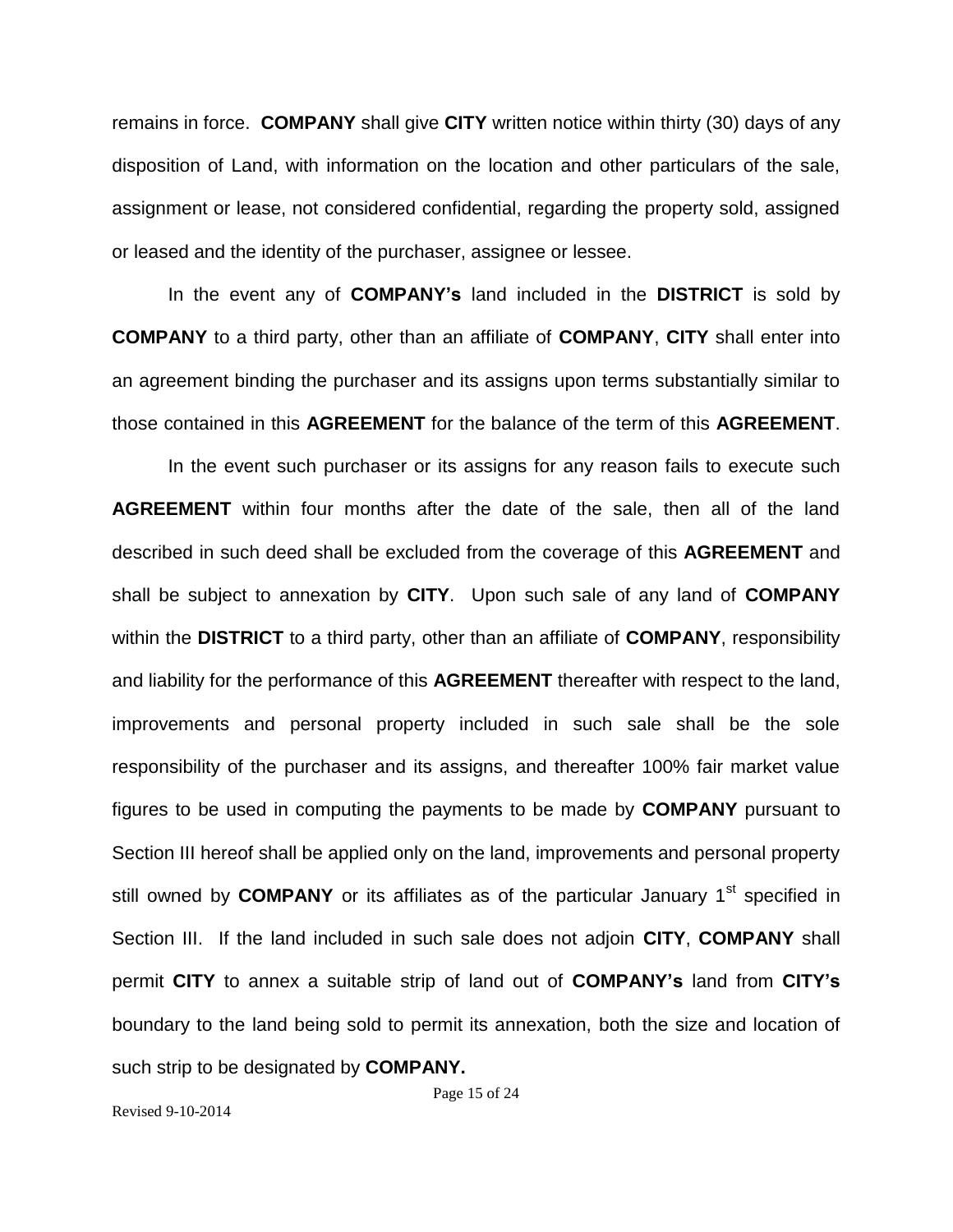remains in force. **COMPANY** shall give **CITY** written notice within thirty (30) days of any disposition of Land, with information on the location and other particulars of the sale, assignment or lease, not considered confidential, regarding the property sold, assigned or leased and the identity of the purchaser, assignee or lessee.

In the event any of **COMPANY's** land included in the **DISTRICT** is sold by **COMPANY** to a third party, other than an affiliate of **COMPANY**, **CITY** shall enter into an agreement binding the purchaser and its assigns upon terms substantially similar to those contained in this **AGREEMENT** for the balance of the term of this **AGREEMENT**.

In the event such purchaser or its assigns for any reason fails to execute such **AGREEMENT** within four months after the date of the sale, then all of the land described in such deed shall be excluded from the coverage of this **AGREEMENT** and shall be subject to annexation by **CITY**. Upon such sale of any land of **COMPANY** within the **DISTRICT** to a third party, other than an affiliate of **COMPANY**, responsibility and liability for the performance of this **AGREEMENT** thereafter with respect to the land, improvements and personal property included in such sale shall be the sole responsibility of the purchaser and its assigns, and thereafter 100% fair market value figures to be used in computing the payments to be made by **COMPANY** pursuant to Section III hereof shall be applied only on the land, improvements and personal property still owned by **COMPANY** or its affiliates as of the particular January 1st specified in Section III. If the land included in such sale does not adjoin **CITY**, **COMPANY** shall permit **CITY** to annex a suitable strip of land out of **COMPANY's** land from **CITY's** boundary to the land being sold to permit its annexation, both the size and location of such strip to be designated by **COMPANY.**

Revised 9-10-2014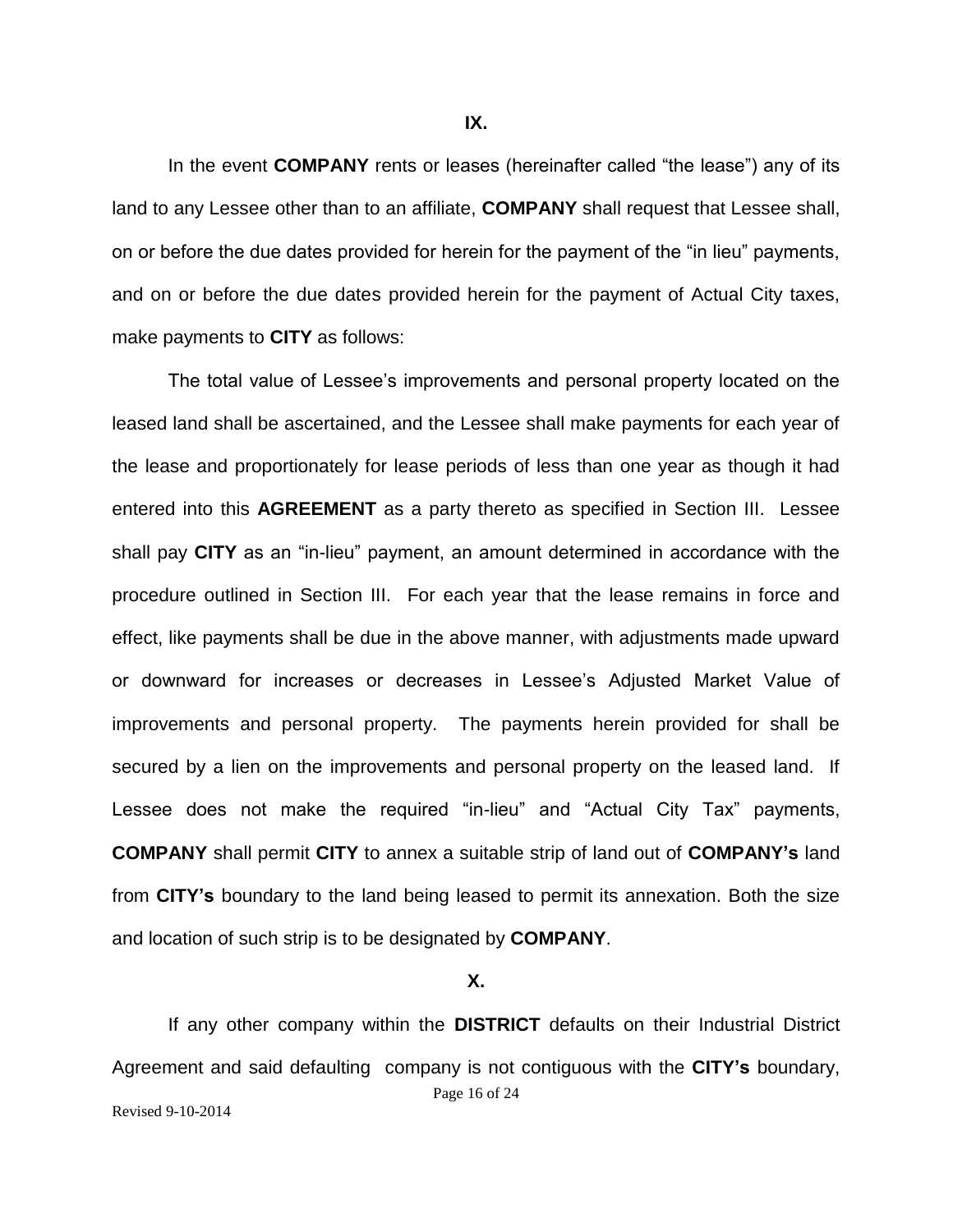**IX.**

In the event **COMPANY** rents or leases (hereinafter called “the lease”) any of its land to any Lessee other than to an affiliate, **COMPANY** shall request that Lessee shall, on or before the due dates provided for herein for the payment of the “in lieu” payments, and on or before the due dates provided herein for the payment of Actual City taxes, make payments to **CITY** as follows:

The total value of Lessee’s improvements and personal property located on the leased land shall be ascertained, and the Lessee shall make payments for each year of the lease and proportionately for lease periods of less than one year as though it had entered into this **AGREEMENT** as a party thereto as specified in Section III. Lessee shall pay **CITY** as an “in-lieu” payment, an amount determined in accordance with the procedure outlined in Section III. For each year that the lease remains in force and effect, like payments shall be due in the above manner, with adjustments made upward or downward for increases or decreases in Lessee’s Adjusted Market Value of improvements and personal property. The payments herein provided for shall be secured by a lien on the improvements and personal property on the leased land. If Lessee does not make the required “in-lieu” and “Actual City Tax” payments, **COMPANY** shall permit **CITY** to annex a suitable strip of land out of **COMPANY’s** land from **CITY’s** boundary to the land being leased to permit its annexation. Both the size and location of such strip is to be designated by **COMPANY**.

**X.**

If any other company within the **DISTRICT** defaults on their Industrial District Agreement and said defaulting company is not contiguous with the **CITY’s** boundary,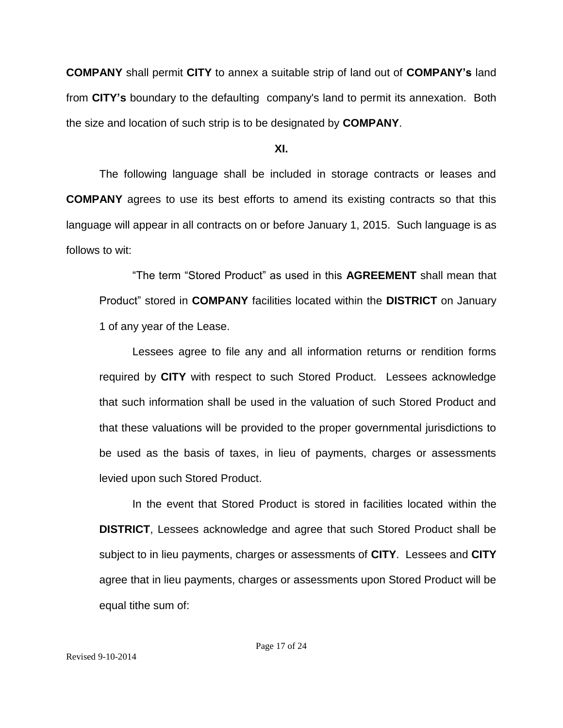**COMPANY** shall permit **CITY** to annex a suitable strip of land out of **COMPANY's** land from **CITY's** boundary to the defaulting company's land to permit its annexation. Both the size and location of such strip is to be designated by **COMPANY**.

**XI.**

The following language shall be included in storage contracts or leases and **COMPANY** agrees to use its best efforts to amend its existing contracts so that this language will appear in all contracts on or before January 1, 2015. Such language is as follows to wit:

> "The term "Stored Product" as used in this **AGREEMENT** shall mean that Product" stored in **COMPANY** facilities located within the **DISTRICT** on January 1 of any year of the Lease.
>
> Lessees agree to file any and all information returns or rendition forms required by **CITY** with respect to such Stored Product. Lessees acknowledge that such information shall be used in the valuation of such Stored Product and that these valuations will be provided to the proper governmental jurisdictions to be used as the basis of taxes, in lieu of payments, charges or assessments levied upon such Stored Product.
>
> In the event that Stored Product is stored in facilities located within the **DISTRICT**, Lessees acknowledge and agree that such Stored Product shall be subject to in lieu payments, charges or assessments of **CITY**. Lessees and **CITY** agree that in lieu payments, charges or assessments upon Stored Product will be equal tithe sum of:

Revised 9-10-2014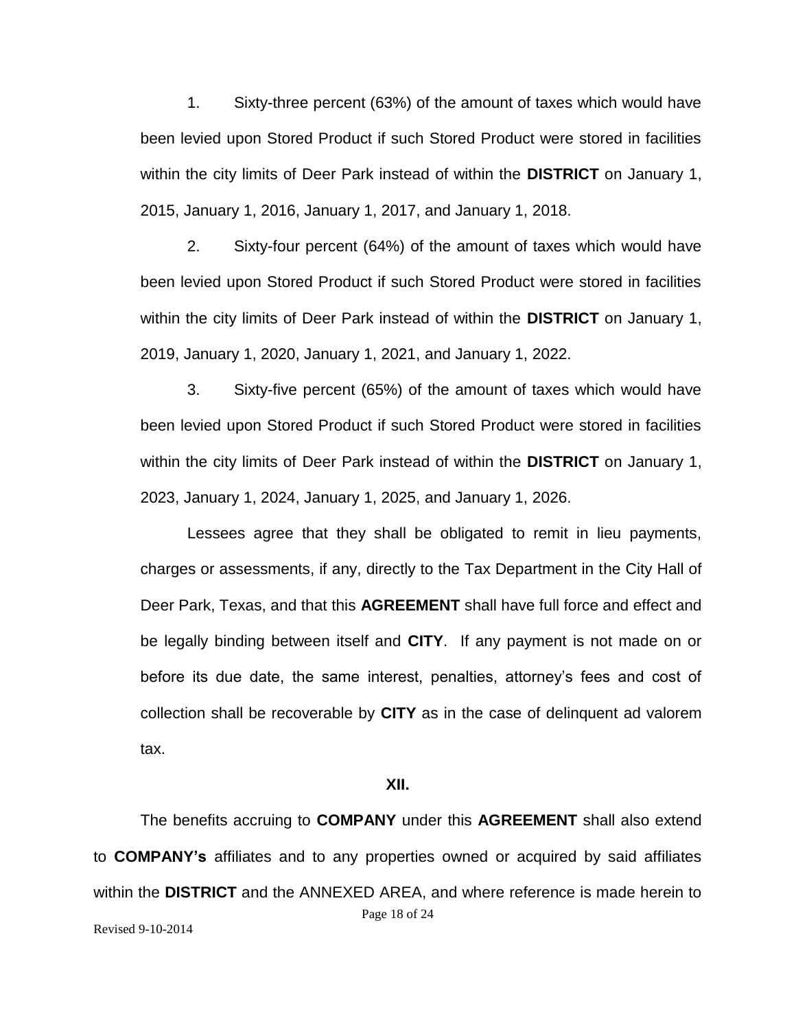1. Sixty-three percent (63%) of the amount of taxes which would have been levied upon Stored Product if such Stored Product were stored in facilities within the city limits of Deer Park instead of within the **DISTRICT** on January 1, 2015, January 1, 2016, January 1, 2017, and January 1, 2018.

2. Sixty-four percent (64%) of the amount of taxes which would have been levied upon Stored Product if such Stored Product were stored in facilities within the city limits of Deer Park instead of within the **DISTRICT** on January 1, 2019, January 1, 2020, January 1, 2021, and January 1, 2022.

3. Sixty-five percent (65%) of the amount of taxes which would have been levied upon Stored Product if such Stored Product were stored in facilities within the city limits of Deer Park instead of within the **DISTRICT** on January 1, 2023, January 1, 2024, January 1, 2025, and January 1, 2026.

Lessees agree that they shall be obligated to remit in lieu payments, charges or assessments, if any, directly to the Tax Department in the City Hall of Deer Park, Texas, and that this **AGREEMENT** shall have full force and effect and be legally binding between itself and **CITY**. If any payment is not made on or before its due date, the same interest, penalties, attorney's fees and cost of collection shall be recoverable by **CITY** as in the case of delinquent ad valorem tax.

**XII.**

The benefits accruing to **COMPANY** under this **AGREEMENT** shall also extend to **COMPANY's** affiliates and to any properties owned or acquired by said affiliates within the **DISTRICT** and the ANNEXED AREA, and where reference is made herein to

Revised 9-10-2014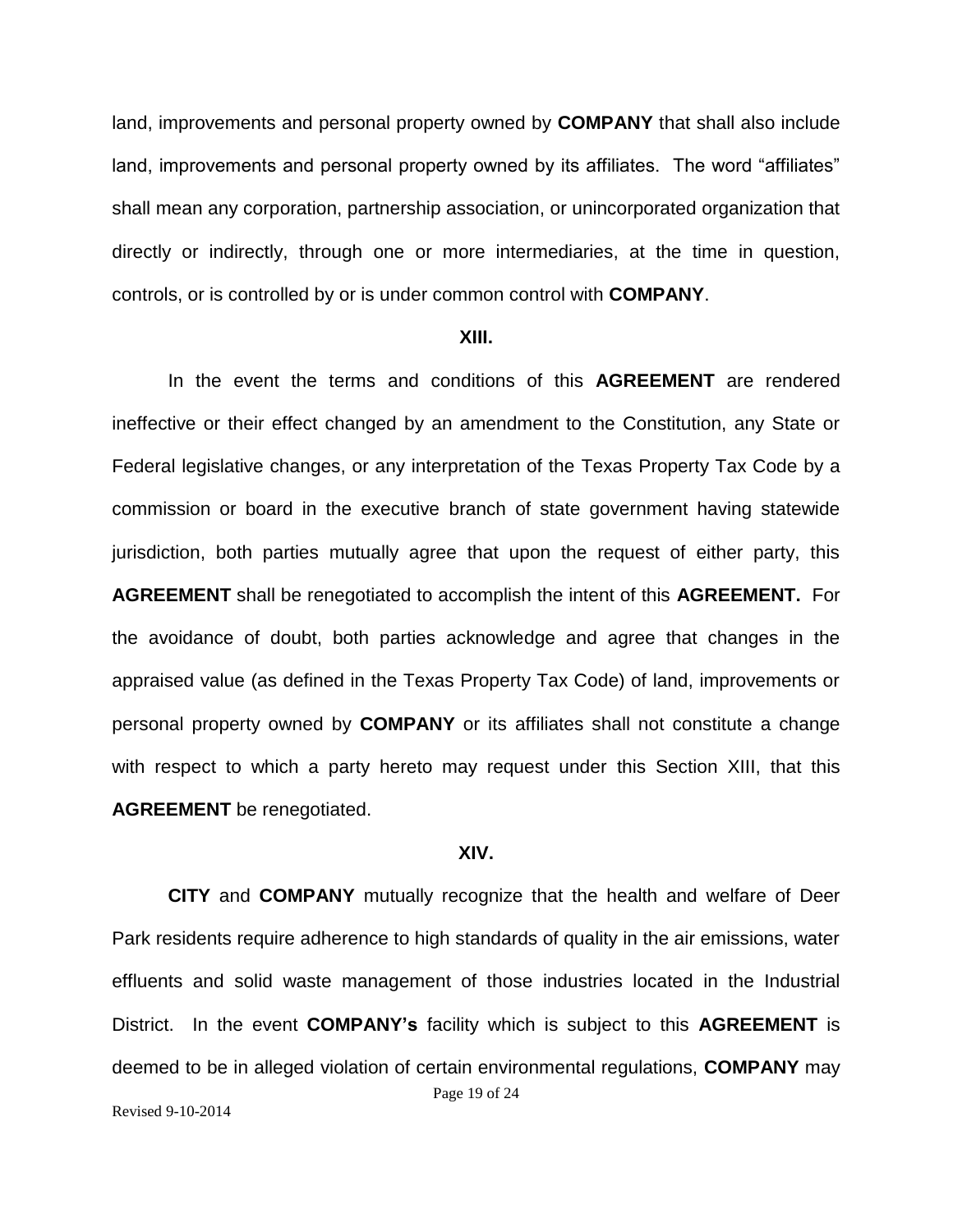land, improvements and personal property owned by **COMPANY** that shall also include land, improvements and personal property owned by its affiliates. The word "affiliates" shall mean any corporation, partnership association, or unincorporated organization that directly or indirectly, through one or more intermediaries, at the time in question, controls, or is controlled by or is under common control with **COMPANY**.

**XIII.**

In the event the terms and conditions of this **AGREEMENT** are rendered ineffective or their effect changed by an amendment to the Constitution, any State or Federal legislative changes, or any interpretation of the Texas Property Tax Code by a commission or board in the executive branch of state government having statewide jurisdiction, both parties mutually agree that upon the request of either party, this **AGREEMENT** shall be renegotiated to accomplish the intent of this **AGREEMENT.** For the avoidance of doubt, both parties acknowledge and agree that changes in the appraised value (as defined in the Texas Property Tax Code) of land, improvements or personal property owned by **COMPANY** or its affiliates shall not constitute a change with respect to which a party hereto may request under this Section XIII, that this **AGREEMENT** be renegotiated.

**XIV.**

**CITY** and **COMPANY** mutually recognize that the health and welfare of Deer Park residents require adherence to high standards of quality in the air emissions, water effluents and solid waste management of those industries located in the Industrial District. In the event **COMPANY's** facility which is subject to this **AGREEMENT** is deemed to be in alleged violation of certain environmental regulations, **COMPANY** may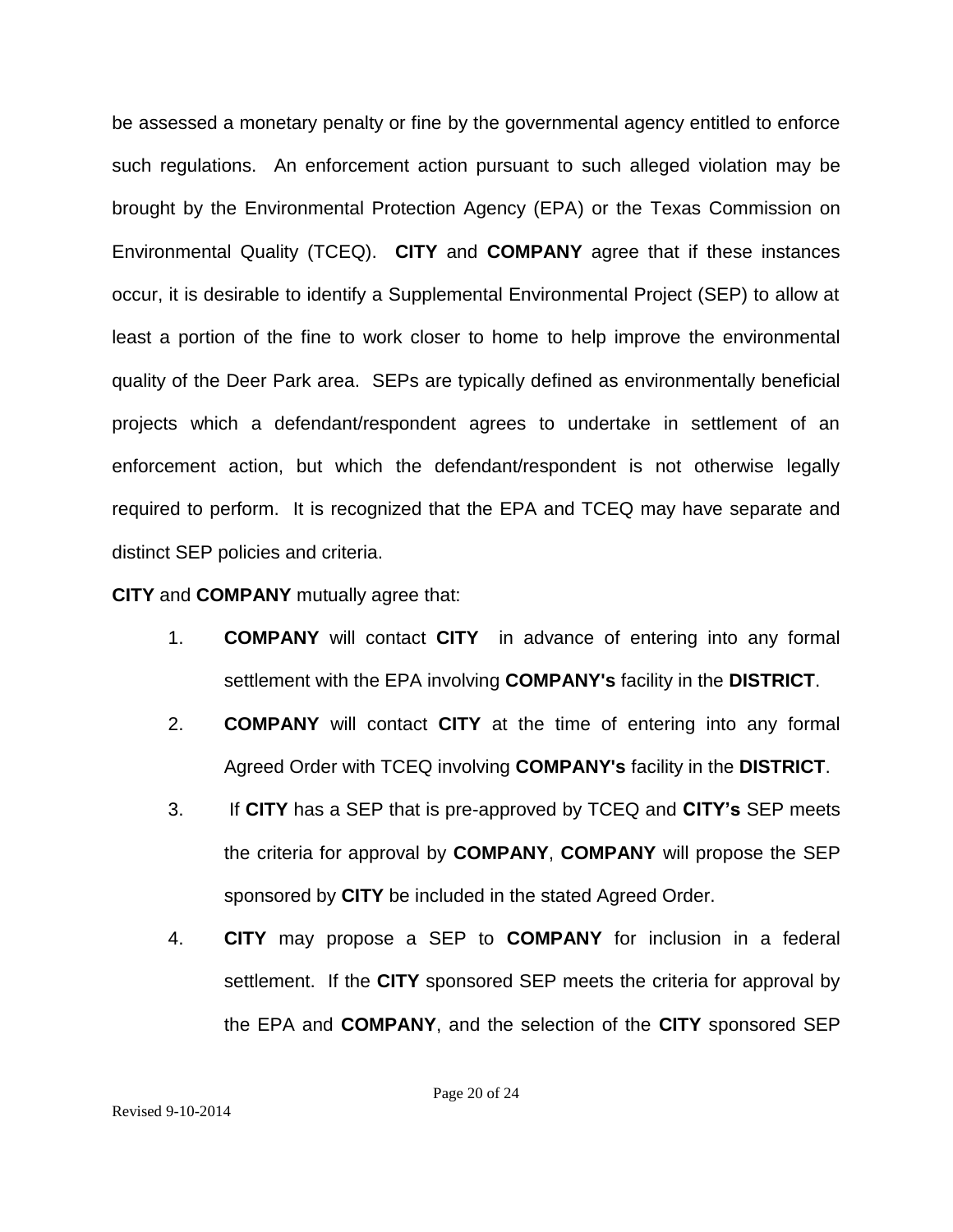be assessed a monetary penalty or fine by the governmental agency entitled to enforce such regulations. An enforcement action pursuant to such alleged violation may be brought by the Environmental Protection Agency (EPA) or the Texas Commission on Environmental Quality (TCEQ). **CITY** and **COMPANY** agree that if these instances occur, it is desirable to identify a Supplemental Environmental Project (SEP) to allow at least a portion of the fine to work closer to home to help improve the environmental quality of the Deer Park area. SEPs are typically defined as environmentally beneficial projects which a defendant/respondent agrees to undertake in settlement of an enforcement action, but which the defendant/respondent is not otherwise legally required to perform. It is recognized that the EPA and TCEQ may have separate and distinct SEP policies and criteria.

**CITY** and **COMPANY** mutually agree that:

1. **COMPANY** will contact **CITY** in advance of entering into any formal settlement with the EPA involving **COMPANY's** facility in the **DISTRICT**.
2. **COMPANY** will contact **CITY** at the time of entering into any formal Agreed Order with TCEQ involving **COMPANY's** facility in the **DISTRICT**.
3. If **CITY** has a SEP that is pre-approved by TCEQ and **CITY's** SEP meets the criteria for approval by **COMPANY**, **COMPANY** will propose the SEP sponsored by **CITY** be included in the stated Agreed Order.
4. **CITY** may propose a SEP to **COMPANY** for inclusion in a federal settlement. If the **CITY** sponsored SEP meets the criteria for approval by the EPA and **COMPANY**, and the selection of the **CITY** sponsored SEP

Revised 9-10-2014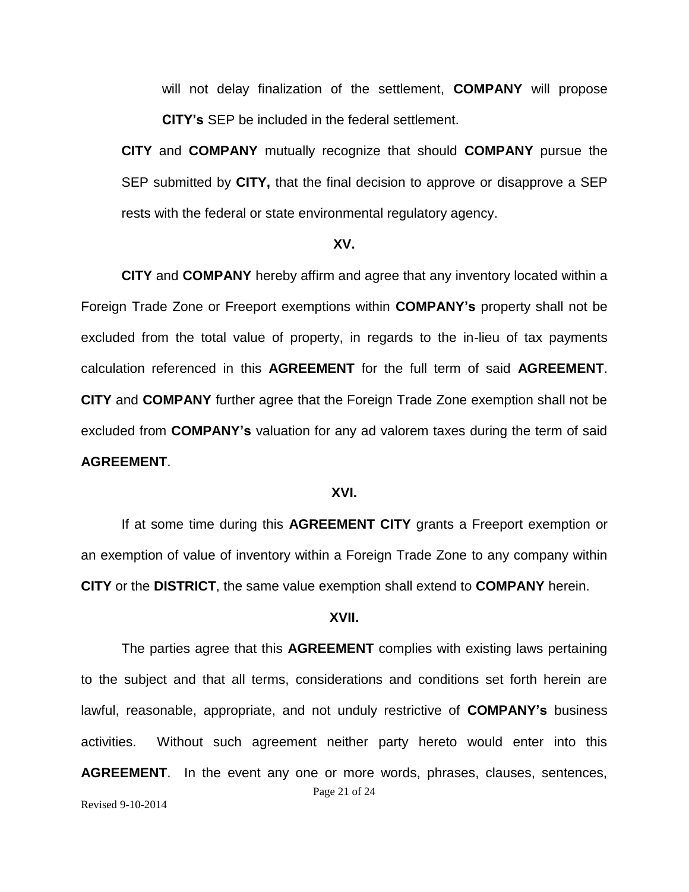will not delay finalization of the settlement, **COMPANY** will propose **CITY's** SEP be included in the federal settlement.

**CITY** and **COMPANY** mutually recognize that should **COMPANY** pursue the SEP submitted by **CITY,** that the final decision to approve or disapprove a SEP rests with the federal or state environmental regulatory agency.

**XV.**

**CITY** and **COMPANY** hereby affirm and agree that any inventory located within a Foreign Trade Zone or Freeport exemptions within **COMPANY's** property shall not be excluded from the total value of property, in regards to the in-lieu of tax payments calculation referenced in this **AGREEMENT** for the full term of said **AGREEMENT**. **CITY** and **COMPANY** further agree that the Foreign Trade Zone exemption shall not be excluded from **COMPANY's** valuation for any ad valorem taxes during the term of said **AGREEMENT**.

**XVI.**

If at some time during this **AGREEMENT CITY** grants a Freeport exemption or an exemption of value of inventory within a Foreign Trade Zone to any company within **CITY** or the **DISTRICT**, the same value exemption shall extend to **COMPANY** herein.

**XVII.**

The parties agree that this **AGREEMENT** complies with existing laws pertaining to the subject and that all terms, considerations and conditions set forth herein are lawful, reasonable, appropriate, and not unduly restrictive of **COMPANY's** business activities. Without such agreement neither party hereto would enter into this **AGREEMENT**. In the event any one or more words, phrases, clauses, sentences,

Revised 9-10-2014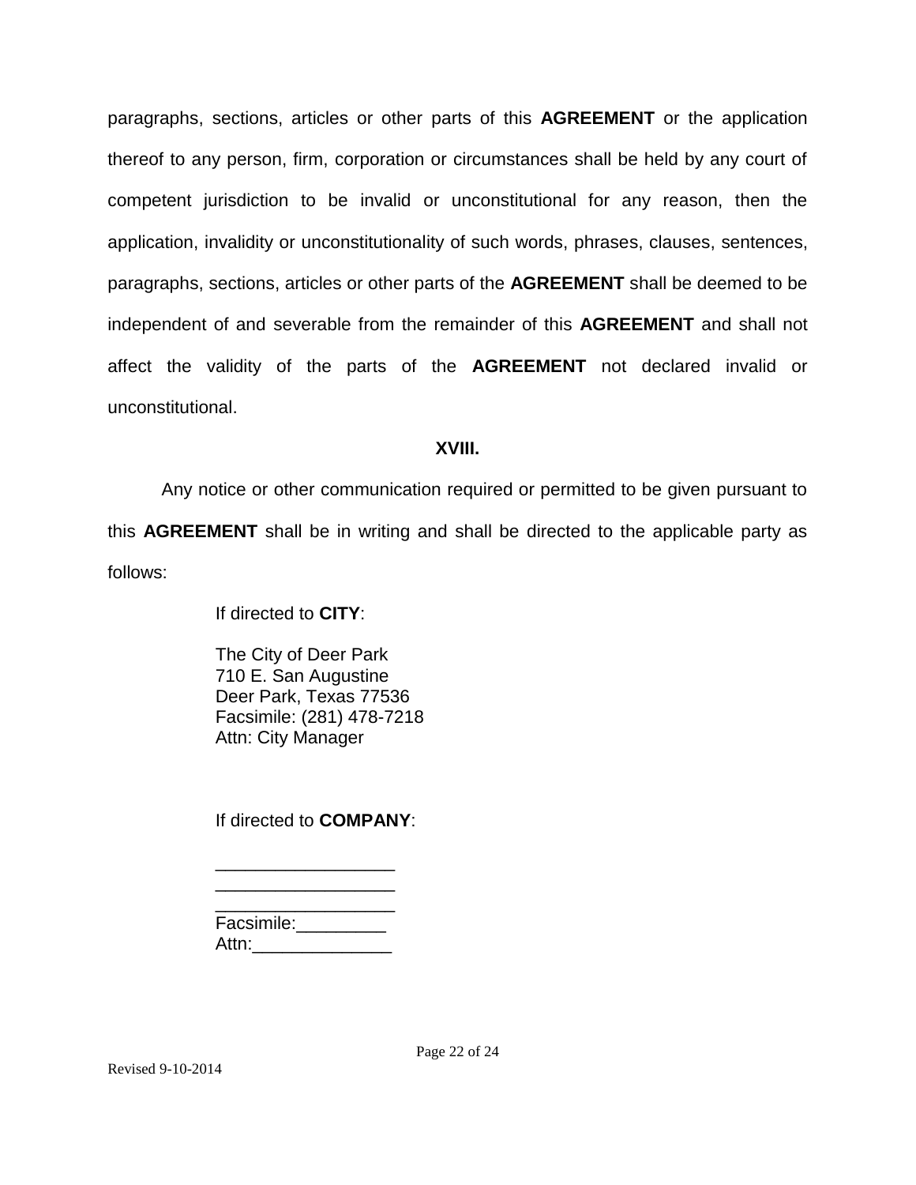paragraphs, sections, articles or other parts of this **AGREEMENT** or the application thereof to any person, firm, corporation or circumstances shall be held by any court of competent jurisdiction to be invalid or unconstitutional for any reason, then the application, invalidity or unconstitutionality of such words, phrases, clauses, sentences, paragraphs, sections, articles or other parts of the **AGREEMENT** shall be deemed to be independent of and severable from the remainder of this **AGREEMENT** and shall not affect the validity of the parts of the **AGREEMENT** not declared invalid or unconstitutional.

**XVIII.**

Any notice or other communication required or permitted to be given pursuant to this **AGREEMENT** shall be in writing and shall be directed to the applicable party as follows:

If directed to **CITY**:

The City of Deer Park
710 E. San Augustine
Deer Park, Texas 77536
Facsimile: (281) 478-7218
Attn: City Manager

If directed to **COMPANY**:

__________________
__________________
__________________
Facsimile:_________
Attn:______________

Revised 9-10-2014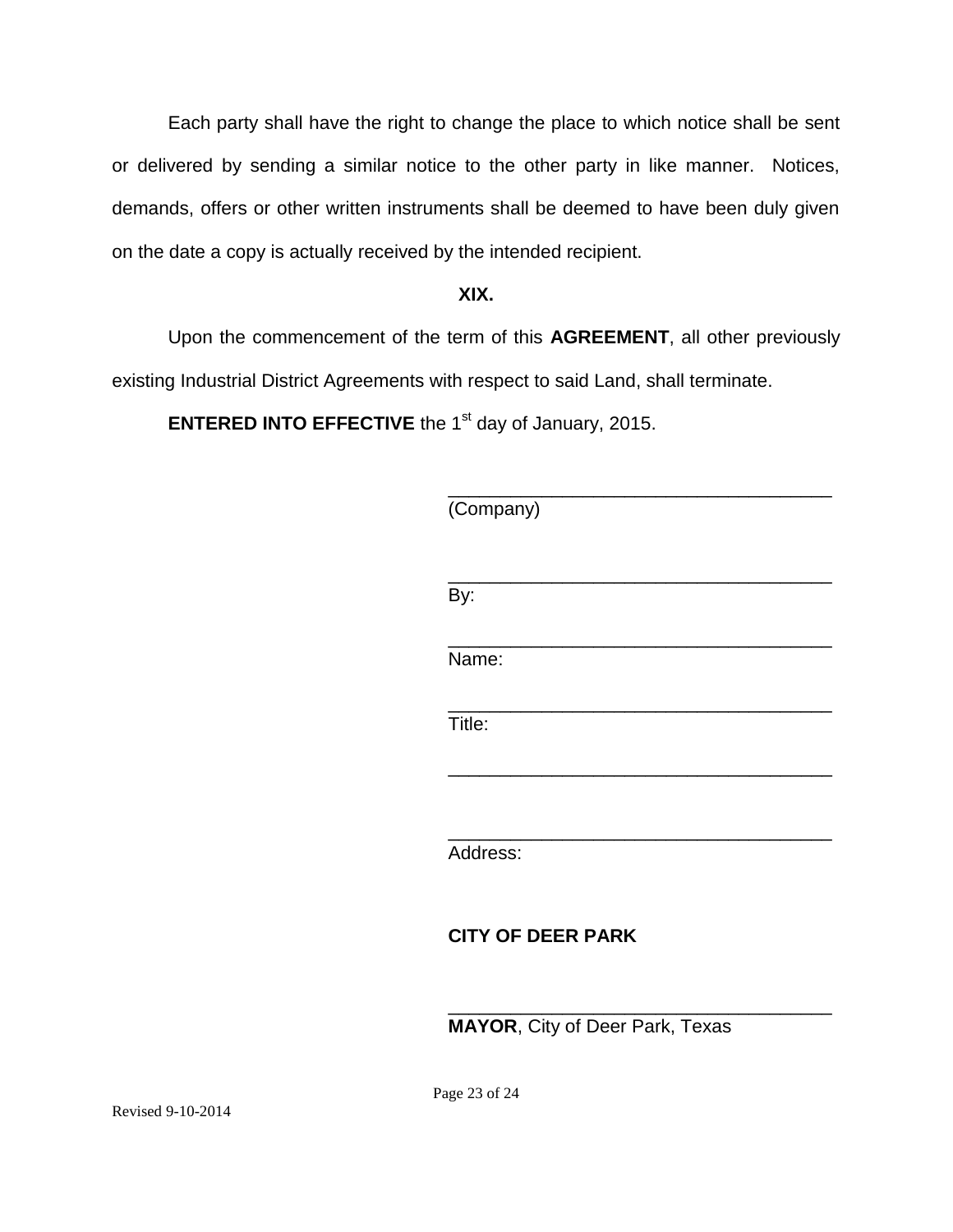Each party shall have the right to change the place to which notice shall be sent or delivered by sending a similar notice to the other party in like manner. Notices, demands, offers or other written instruments shall be deemed to have been duly given on the date a copy is actually received by the intended recipient.

**XIX.**

Upon the commencement of the term of this **AGREEMENT**, all other previously existing Industrial District Agreements with respect to said Land, shall terminate.

**ENTERED INTO EFFECTIVE** the 1st day of January, 2015.

_____________________________________
(Company)

_____________________________________
By:

_____________________________________
Name:

_____________________________________
Title:

_____________________________________

_____________________________________
Address:

**CITY OF DEER PARK**

_____________________________________
**MAYOR**, City of Deer Park, Texas

Revised 9-10-2014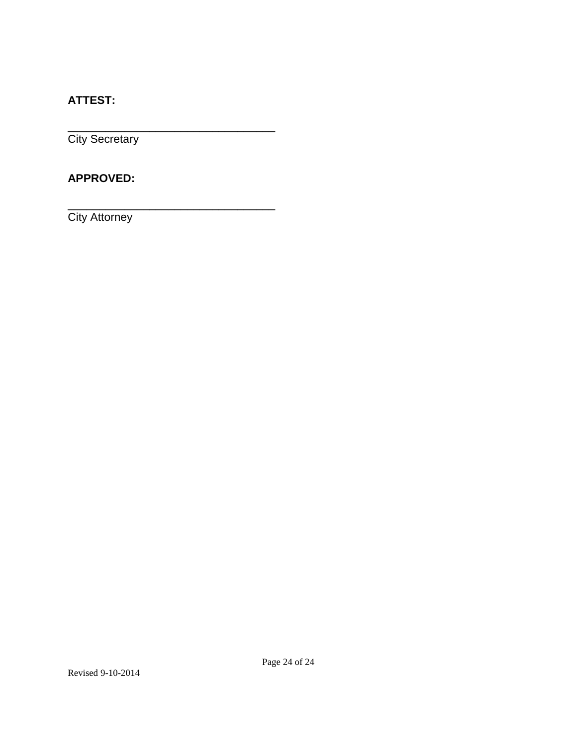**ATTEST:**

___________________________________
City Secretary

**APPROVED:**

___________________________________
City Attorney

Revised 9-10-2014